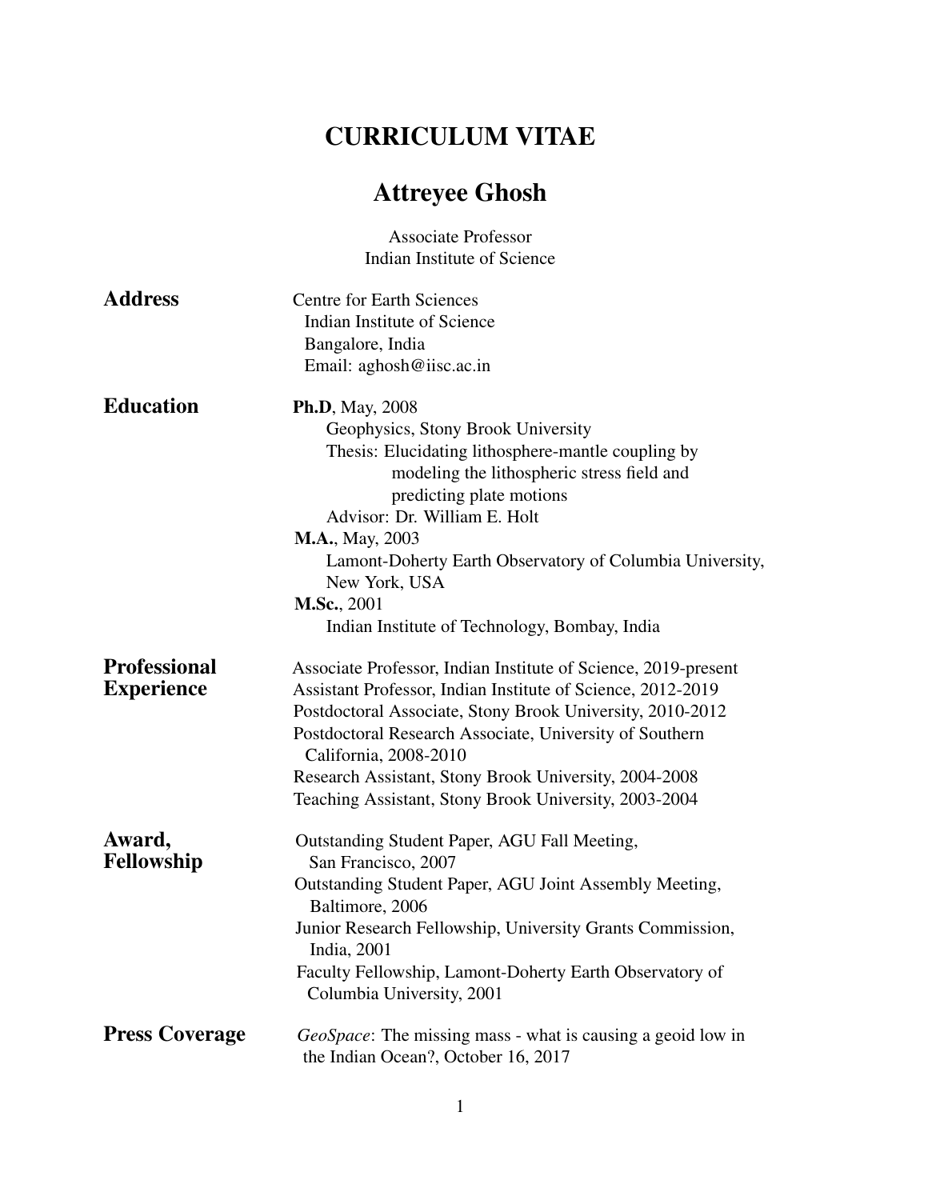# CURRICULUM VITAE

# Attreyee Ghosh

Associate Professor
Indian Institute of Science

## Address

Centre for Earth Sciences
Indian Institute of Science
Bangalore, India
Email: aghosh@iisc.ac.in

## Education

**Ph.D**, May, 2008
Geophysics, Stony Brook University
Thesis: Elucidating lithosphere-mantle coupling by modeling the lithospheric stress field and predicting plate motions
Advisor: Dr. William E. Holt

**M.A.**, May, 2003
Lamont-Doherty Earth Observatory of Columbia University, New York, USA

**M.Sc.**, 2001
Indian Institute of Technology, Bombay, India

## Professional Experience

Associate Professor, Indian Institute of Science, 2019-present
Assistant Professor, Indian Institute of Science, 2012-2019
Postdoctoral Associate, Stony Brook University, 2010-2012
Postdoctoral Research Associate, University of Southern California, 2008-2010
Research Assistant, Stony Brook University, 2004-2008
Teaching Assistant, Stony Brook University, 2003-2004

## Award, Fellowship

Outstanding Student Paper, AGU Fall Meeting, San Francisco, 2007
Outstanding Student Paper, AGU Joint Assembly Meeting, Baltimore, 2006
Junior Research Fellowship, University Grants Commission, India, 2001
Faculty Fellowship, Lamont-Doherty Earth Observatory of Columbia University, 2001

## Press Coverage

*GeoSpace*: The missing mass - what is causing a geoid low in the Indian Ocean?, October 16, 2017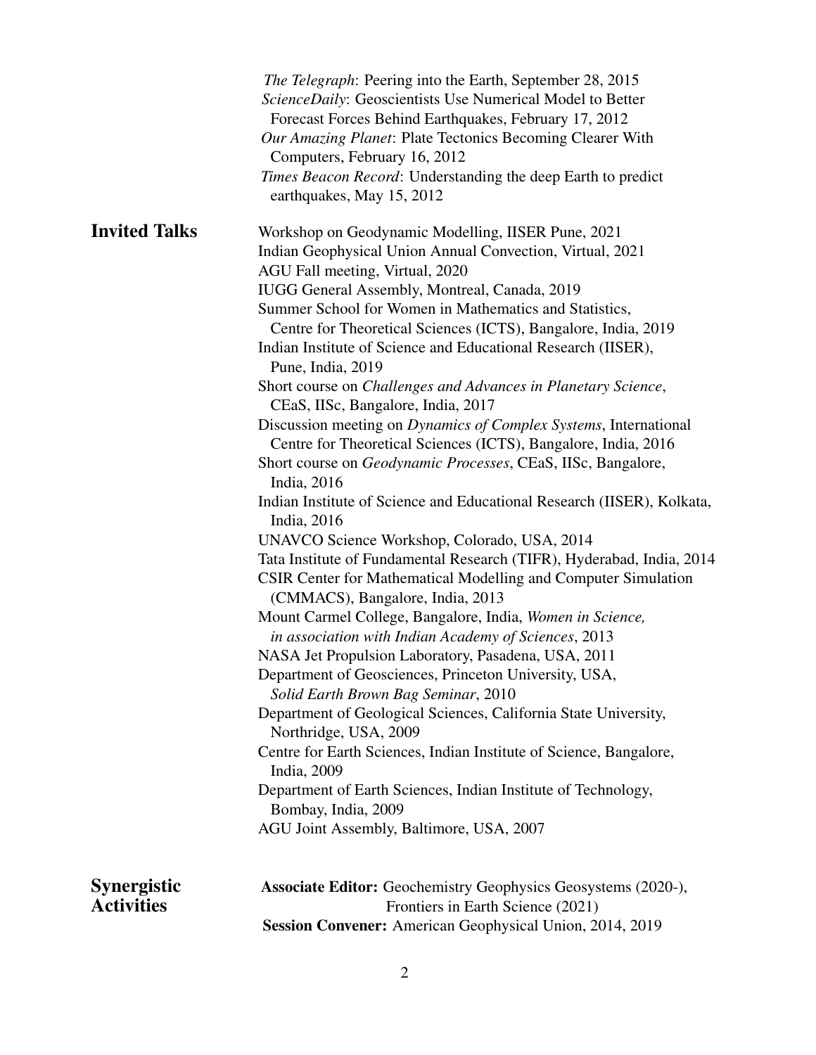*The Telegraph*: Peering into the Earth, September 28, 2015
*ScienceDaily*: Geoscientists Use Numerical Model to Better Forecast Forces Behind Earthquakes, February 17, 2012
*Our Amazing Planet*: Plate Tectonics Becoming Clearer With Computers, February 16, 2012
*Times Beacon Record*: Understanding the deep Earth to predict earthquakes, May 15, 2012

## Invited Talks

Workshop on Geodynamic Modelling, IISER Pune, 2021
Indian Geophysical Union Annual Convection, Virtual, 2021
AGU Fall meeting, Virtual, 2020
IUGG General Assembly, Montreal, Canada, 2019
Summer School for Women in Mathematics and Statistics, Centre for Theoretical Sciences (ICTS), Bangalore, India, 2019
Indian Institute of Science and Educational Research (IISER), Pune, India, 2019
Short course on *Challenges and Advances in Planetary Science*, CEaS, IISc, Bangalore, India, 2017
Discussion meeting on *Dynamics of Complex Systems*, International Centre for Theoretical Sciences (ICTS), Bangalore, India, 2016
Short course on *Geodynamic Processes*, CEaS, IISc, Bangalore, India, 2016
Indian Institute of Science and Educational Research (IISER), Kolkata, India, 2016
UNAVCO Science Workshop, Colorado, USA, 2014
Tata Institute of Fundamental Research (TIFR), Hyderabad, India, 2014
CSIR Center for Mathematical Modelling and Computer Simulation (CMMACS), Bangalore, India, 2013
Mount Carmel College, Bangalore, India, *Women in Science, in association with Indian Academy of Sciences*, 2013
NASA Jet Propulsion Laboratory, Pasadena, USA, 2011
Department of Geosciences, Princeton University, USA, *Solid Earth Brown Bag Seminar*, 2010
Department of Geological Sciences, California State University, Northridge, USA, 2009
Centre for Earth Sciences, Indian Institute of Science, Bangalore, India, 2009
Department of Earth Sciences, Indian Institute of Technology, Bombay, India, 2009
AGU Joint Assembly, Baltimore, USA, 2007

## Synergistic Activities

**Associate Editor:** Geochemistry Geophysics Geosystems (2020-), Frontiers in Earth Science (2021)
**Session Convener:** American Geophysical Union, 2014, 2019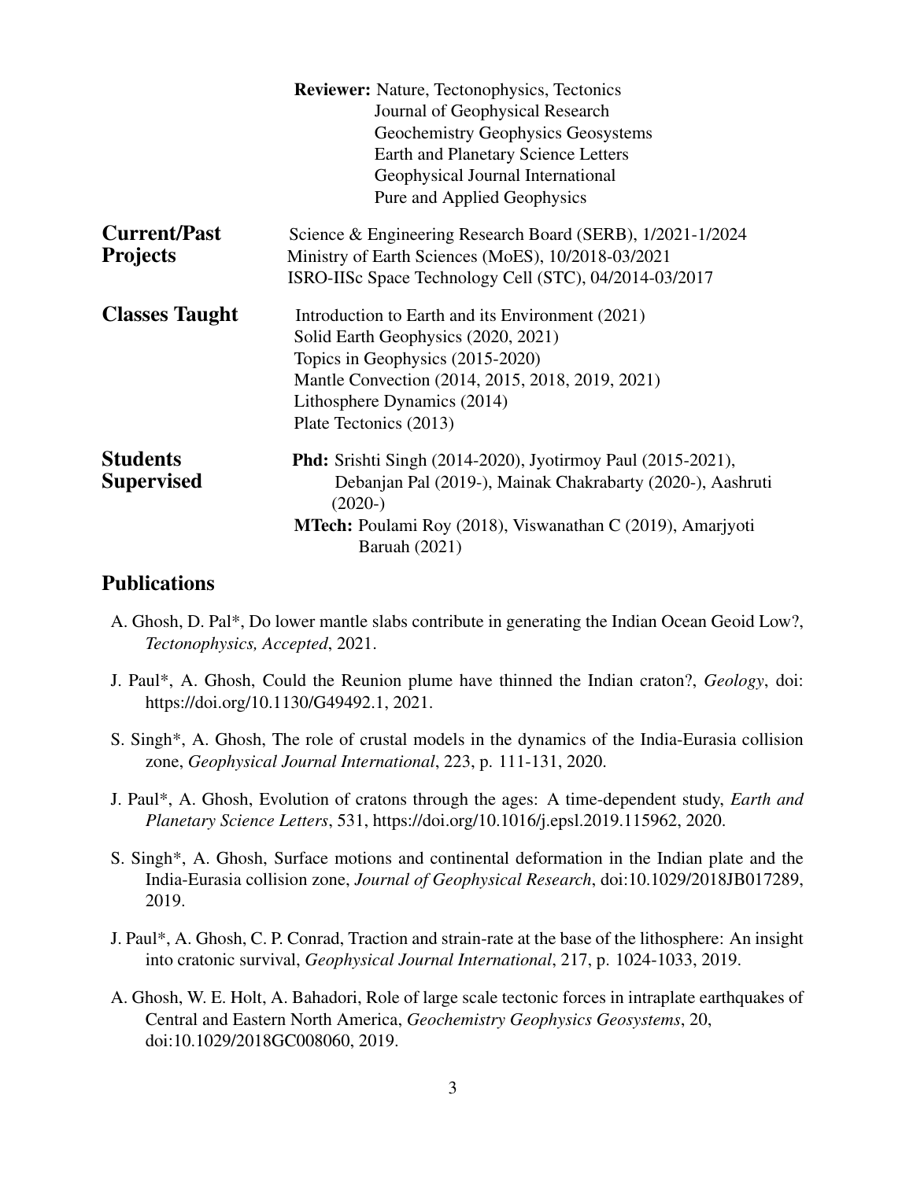**Reviewer:** Nature, Tectonophysics, Tectonics
Journal of Geophysical Research
Geochemistry Geophysics Geosystems
Earth and Planetary Science Letters
Geophysical Journal International
Pure and Applied Geophysics

## Current/Past Projects

Science & Engineering Research Board (SERB), 1/2021-1/2024
Ministry of Earth Sciences (MoES), 10/2018-03/2021
ISRO-IISc Space Technology Cell (STC), 04/2014-03/2017

## Classes Taught

Introduction to Earth and its Environment (2021)
Solid Earth Geophysics (2020, 2021)
Topics in Geophysics (2015-2020)
Mantle Convection (2014, 2015, 2018, 2019, 2021)
Lithosphere Dynamics (2014)
Plate Tectonics (2013)

## Students Supervised

**Phd:** Srishti Singh (2014-2020), Jyotirmoy Paul (2015-2021), Debanjan Pal (2019-), Mainak Chakrabarty (2020-), Aashruti (2020-)

**MTech:** Poulami Roy (2018), Viswanathan C (2019), Amarjyoti Baruah (2021)

## Publications

A. Ghosh, D. Pal*, Do lower mantle slabs contribute in generating the Indian Ocean Geoid Low?, *Tectonophysics, Accepted*, 2021.

J. Paul*, A. Ghosh, Could the Reunion plume have thinned the Indian craton?, *Geology*, doi: https://doi.org/10.1130/G49492.1, 2021.

S. Singh*, A. Ghosh, The role of crustal models in the dynamics of the India-Eurasia collision zone, *Geophysical Journal International*, 223, p. 111-131, 2020.

J. Paul*, A. Ghosh, Evolution of cratons through the ages: A time-dependent study, *Earth and Planetary Science Letters*, 531, https://doi.org/10.1016/j.epsl.2019.115962, 2020.

S. Singh*, A. Ghosh, Surface motions and continental deformation in the Indian plate and the India-Eurasia collision zone, *Journal of Geophysical Research*, doi:10.1029/2018JB017289, 2019.

J. Paul*, A. Ghosh, C. P. Conrad, Traction and strain-rate at the base of the lithosphere: An insight into cratonic survival, *Geophysical Journal International*, 217, p. 1024-1033, 2019.

A. Ghosh, W. E. Holt, A. Bahadori, Role of large scale tectonic forces in intraplate earthquakes of Central and Eastern North America, *Geochemistry Geophysics Geosystems*, 20, doi:10.1029/2018GC008060, 2019.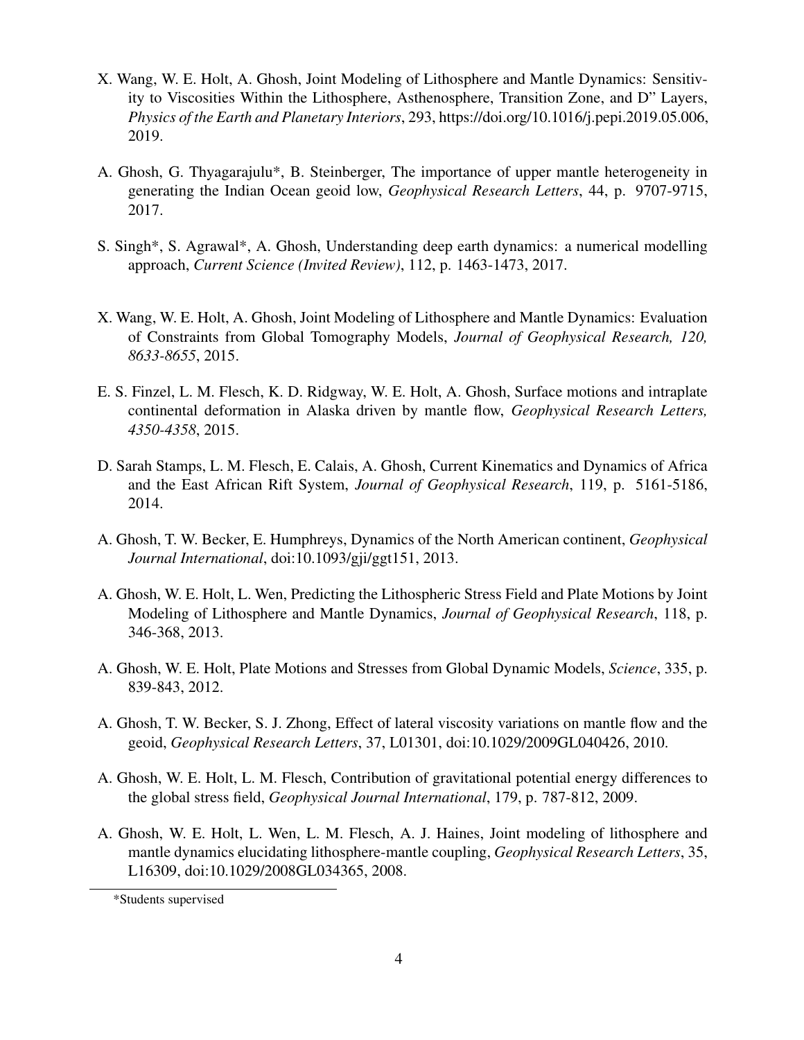X. Wang, W. E. Holt, A. Ghosh, Joint Modeling of Lithosphere and Mantle Dynamics: Sensitivity to Viscosities Within the Lithosphere, Asthenosphere, Transition Zone, and D" Layers, *Physics of the Earth and Planetary Interiors*, 293, https://doi.org/10.1016/j.pepi.2019.05.006, 2019.

A. Ghosh, G. Thyagarajulu*, B. Steinberger, The importance of upper mantle heterogeneity in generating the Indian Ocean geoid low, *Geophysical Research Letters*, 44, p. 9707-9715, 2017.

S. Singh*, S. Agrawal*, A. Ghosh, Understanding deep earth dynamics: a numerical modelling approach, *Current Science (Invited Review)*, 112, p. 1463-1473, 2017.

X. Wang, W. E. Holt, A. Ghosh, Joint Modeling of Lithosphere and Mantle Dynamics: Evaluation of Constraints from Global Tomography Models, *Journal of Geophysical Research, 120, 8633-8655*, 2015.

E. S. Finzel, L. M. Flesch, K. D. Ridgway, W. E. Holt, A. Ghosh, Surface motions and intraplate continental deformation in Alaska driven by mantle flow, *Geophysical Research Letters, 4350-4358*, 2015.

D. Sarah Stamps, L. M. Flesch, E. Calais, A. Ghosh, Current Kinematics and Dynamics of Africa and the East African Rift System, *Journal of Geophysical Research*, 119, p. 5161-5186, 2014.

A. Ghosh, T. W. Becker, E. Humphreys, Dynamics of the North American continent, *Geophysical Journal International*, doi:10.1093/gji/ggt151, 2013.

A. Ghosh, W. E. Holt, L. Wen, Predicting the Lithospheric Stress Field and Plate Motions by Joint Modeling of Lithosphere and Mantle Dynamics, *Journal of Geophysical Research*, 118, p. 346-368, 2013.

A. Ghosh, W. E. Holt, Plate Motions and Stresses from Global Dynamic Models, *Science*, 335, p. 839-843, 2012.

A. Ghosh, T. W. Becker, S. J. Zhong, Effect of lateral viscosity variations on mantle flow and the geoid, *Geophysical Research Letters*, 37, L01301, doi:10.1029/2009GL040426, 2010.

A. Ghosh, W. E. Holt, L. M. Flesch, Contribution of gravitational potential energy differences to the global stress field, *Geophysical Journal International*, 179, p. 787-812, 2009.

A. Ghosh, W. E. Holt, L. Wen, L. M. Flesch, A. J. Haines, Joint modeling of lithosphere and mantle dynamics elucidating lithosphere-mantle coupling, *Geophysical Research Letters*, 35, L16309, doi:10.1029/2008GL034365, 2008.

*Students supervised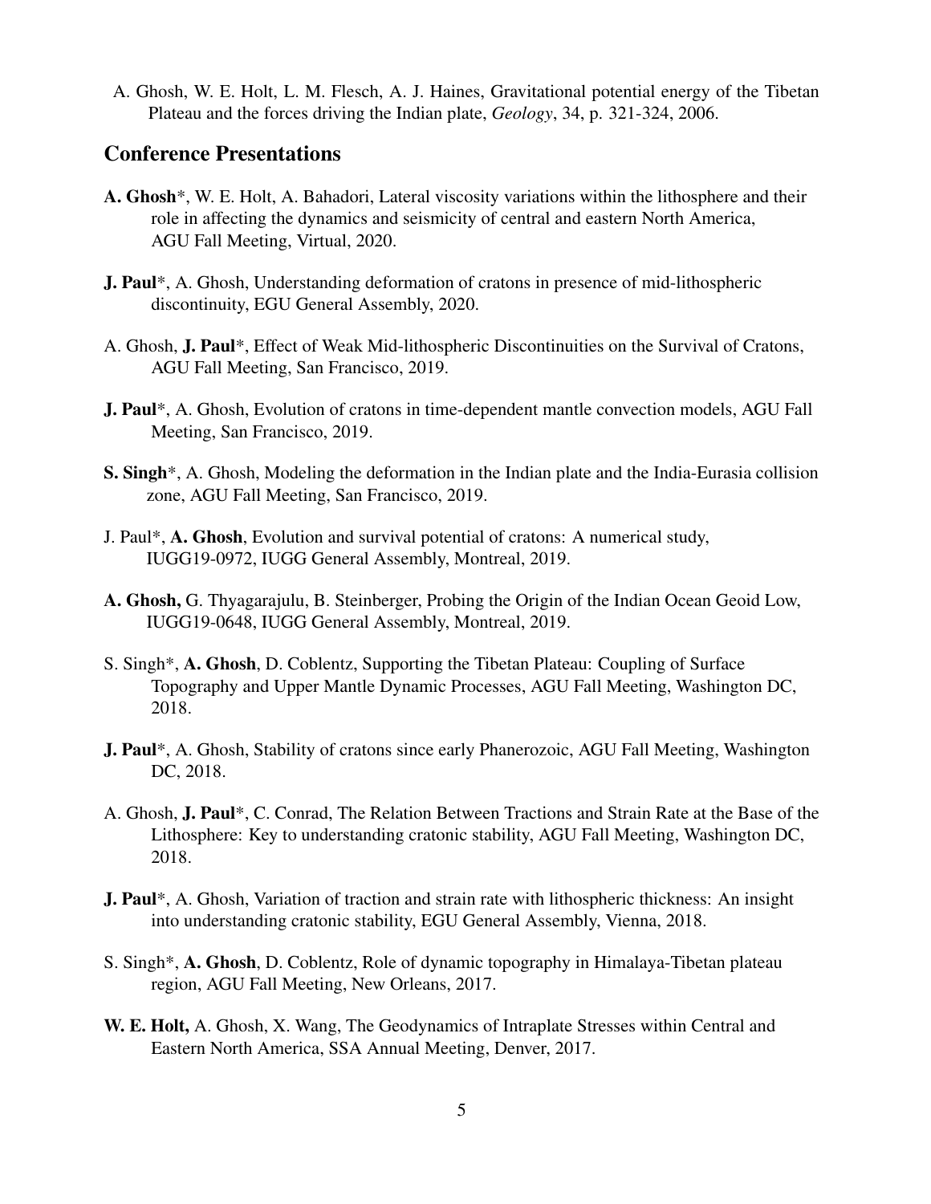A. Ghosh, W. E. Holt, L. M. Flesch, A. J. Haines, Gravitational potential energy of the Tibetan Plateau and the forces driving the Indian plate, *Geology*, 34, p. 321-324, 2006.

## Conference Presentations

**A. Ghosh***, W. E. Holt, A. Bahadori, Lateral viscosity variations within the lithosphere and their role in affecting the dynamics and seismicity of central and eastern North America, AGU Fall Meeting, Virtual, 2020.

**J. Paul***, A. Ghosh, Understanding deformation of cratons in presence of mid-lithospheric discontinuity, EGU General Assembly, 2020.

A. Ghosh, **J. Paul***, Effect of Weak Mid-lithospheric Discontinuities on the Survival of Cratons, AGU Fall Meeting, San Francisco, 2019.

**J. Paul***, A. Ghosh, Evolution of cratons in time-dependent mantle convection models, AGU Fall Meeting, San Francisco, 2019.

**S. Singh***, A. Ghosh, Modeling the deformation in the Indian plate and the India-Eurasia collision zone, AGU Fall Meeting, San Francisco, 2019.

J. Paul*, **A. Ghosh**, Evolution and survival potential of cratons: A numerical study, IUGG19-0972, IUGG General Assembly, Montreal, 2019.

**A. Ghosh,** G. Thyagarajulu, B. Steinberger, Probing the Origin of the Indian Ocean Geoid Low, IUGG19-0648, IUGG General Assembly, Montreal, 2019.

S. Singh*, **A. Ghosh**, D. Coblentz, Supporting the Tibetan Plateau: Coupling of Surface Topography and Upper Mantle Dynamic Processes, AGU Fall Meeting, Washington DC, 2018.

**J. Paul***, A. Ghosh, Stability of cratons since early Phanerozoic, AGU Fall Meeting, Washington DC, 2018.

A. Ghosh, **J. Paul***, C. Conrad, The Relation Between Tractions and Strain Rate at the Base of the Lithosphere: Key to understanding cratonic stability, AGU Fall Meeting, Washington DC, 2018.

**J. Paul***, A. Ghosh, Variation of traction and strain rate with lithospheric thickness: An insight into understanding cratonic stability, EGU General Assembly, Vienna, 2018.

S. Singh*, **A. Ghosh**, D. Coblentz, Role of dynamic topography in Himalaya-Tibetan plateau region, AGU Fall Meeting, New Orleans, 2017.

**W. E. Holt,** A. Ghosh, X. Wang, The Geodynamics of Intraplate Stresses within Central and Eastern North America, SSA Annual Meeting, Denver, 2017.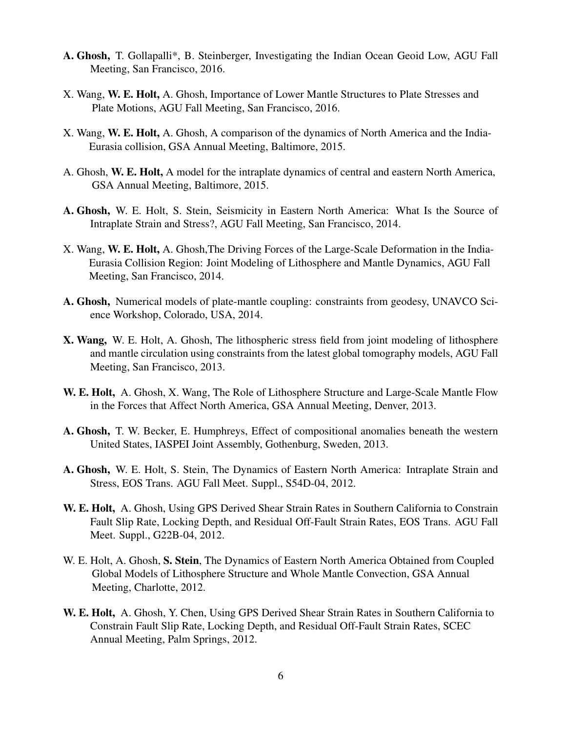**A. Ghosh,** T. Gollapalli*, B. Steinberger, Investigating the Indian Ocean Geoid Low, AGU Fall Meeting, San Francisco, 2016.

X. Wang, **W. E. Holt,** A. Ghosh, Importance of Lower Mantle Structures to Plate Stresses and Plate Motions, AGU Fall Meeting, San Francisco, 2016.

X. Wang, **W. E. Holt,** A. Ghosh, A comparison of the dynamics of North America and the India-Eurasia collision, GSA Annual Meeting, Baltimore, 2015.

A. Ghosh, **W. E. Holt,** A model for the intraplate dynamics of central and eastern North America, GSA Annual Meeting, Baltimore, 2015.

**A. Ghosh,** W. E. Holt, S. Stein, Seismicity in Eastern North America: What Is the Source of Intraplate Strain and Stress?, AGU Fall Meeting, San Francisco, 2014.

X. Wang, **W. E. Holt,** A. Ghosh,The Driving Forces of the Large-Scale Deformation in the India-Eurasia Collision Region: Joint Modeling of Lithosphere and Mantle Dynamics, AGU Fall Meeting, San Francisco, 2014.

**A. Ghosh,** Numerical models of plate-mantle coupling: constraints from geodesy, UNAVCO Science Workshop, Colorado, USA, 2014.

**X. Wang,** W. E. Holt, A. Ghosh, The lithospheric stress field from joint modeling of lithosphere and mantle circulation using constraints from the latest global tomography models, AGU Fall Meeting, San Francisco, 2013.

**W. E. Holt,** A. Ghosh, X. Wang, The Role of Lithosphere Structure and Large-Scale Mantle Flow in the Forces that Affect North America, GSA Annual Meeting, Denver, 2013.

**A. Ghosh,** T. W. Becker, E. Humphreys, Effect of compositional anomalies beneath the western United States, IASPEI Joint Assembly, Gothenburg, Sweden, 2013.

**A. Ghosh,** W. E. Holt, S. Stein, The Dynamics of Eastern North America: Intraplate Strain and Stress, EOS Trans. AGU Fall Meet. Suppl., S54D-04, 2012.

**W. E. Holt,** A. Ghosh, Using GPS Derived Shear Strain Rates in Southern California to Constrain Fault Slip Rate, Locking Depth, and Residual Off-Fault Strain Rates, EOS Trans. AGU Fall Meet. Suppl., G22B-04, 2012.

W. E. Holt, A. Ghosh, **S. Stein**, The Dynamics of Eastern North America Obtained from Coupled Global Models of Lithosphere Structure and Whole Mantle Convection, GSA Annual Meeting, Charlotte, 2012.

**W. E. Holt,** A. Ghosh, Y. Chen, Using GPS Derived Shear Strain Rates in Southern California to Constrain Fault Slip Rate, Locking Depth, and Residual Off-Fault Strain Rates, SCEC Annual Meeting, Palm Springs, 2012.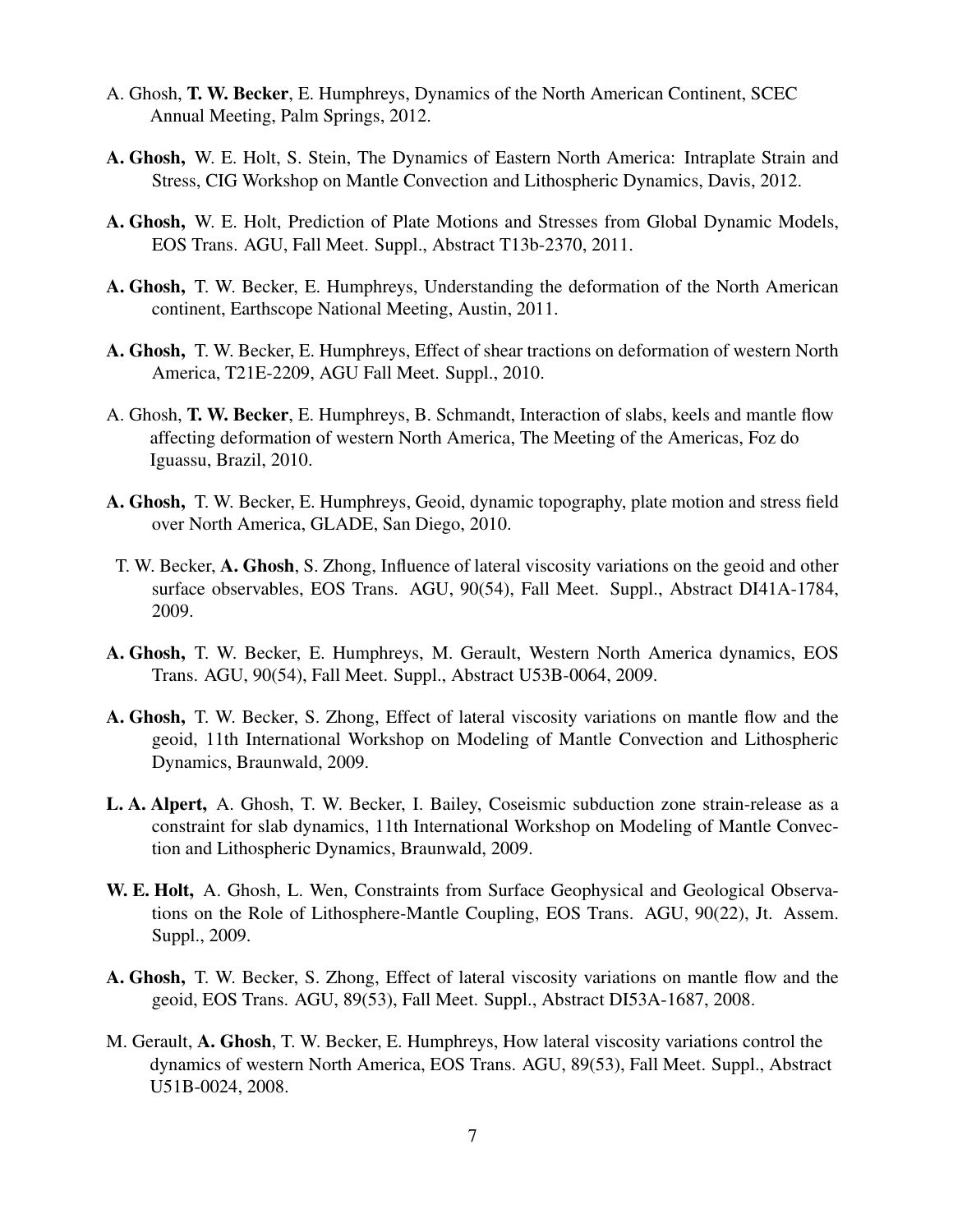A. Ghosh, **T. W. Becker**, E. Humphreys, Dynamics of the North American Continent, SCEC Annual Meeting, Palm Springs, 2012.

**A. Ghosh,** W. E. Holt, S. Stein, The Dynamics of Eastern North America: Intraplate Strain and Stress, CIG Workshop on Mantle Convection and Lithospheric Dynamics, Davis, 2012.

**A. Ghosh,** W. E. Holt, Prediction of Plate Motions and Stresses from Global Dynamic Models, EOS Trans. AGU, Fall Meet. Suppl., Abstract T13b-2370, 2011.

**A. Ghosh,** T. W. Becker, E. Humphreys, Understanding the deformation of the North American continent, Earthscope National Meeting, Austin, 2011.

**A. Ghosh,** T. W. Becker, E. Humphreys, Effect of shear tractions on deformation of western North America, T21E-2209, AGU Fall Meet. Suppl., 2010.

A. Ghosh, **T. W. Becker**, E. Humphreys, B. Schmandt, Interaction of slabs, keels and mantle flow affecting deformation of western North America, The Meeting of the Americas, Foz do Iguassu, Brazil, 2010.

**A. Ghosh,** T. W. Becker, E. Humphreys, Geoid, dynamic topography, plate motion and stress field over North America, GLADE, San Diego, 2010.

T. W. Becker, **A. Ghosh**, S. Zhong, Influence of lateral viscosity variations on the geoid and other surface observables, EOS Trans. AGU, 90(54), Fall Meet. Suppl., Abstract DI41A-1784, 2009.

**A. Ghosh,** T. W. Becker, E. Humphreys, M. Gerault, Western North America dynamics, EOS Trans. AGU, 90(54), Fall Meet. Suppl., Abstract U53B-0064, 2009.

**A. Ghosh,** T. W. Becker, S. Zhong, Effect of lateral viscosity variations on mantle flow and the geoid, 11th International Workshop on Modeling of Mantle Convection and Lithospheric Dynamics, Braunwald, 2009.

**L. A. Alpert,** A. Ghosh, T. W. Becker, I. Bailey, Coseismic subduction zone strain-release as a constraint for slab dynamics, 11th International Workshop on Modeling of Mantle Convection and Lithospheric Dynamics, Braunwald, 2009.

**W. E. Holt,** A. Ghosh, L. Wen, Constraints from Surface Geophysical and Geological Observations on the Role of Lithosphere-Mantle Coupling, EOS Trans. AGU, 90(22), Jt. Assem. Suppl., 2009.

**A. Ghosh,** T. W. Becker, S. Zhong, Effect of lateral viscosity variations on mantle flow and the geoid, EOS Trans. AGU, 89(53), Fall Meet. Suppl., Abstract DI53A-1687, 2008.

M. Gerault, **A. Ghosh**, T. W. Becker, E. Humphreys, How lateral viscosity variations control the dynamics of western North America, EOS Trans. AGU, 89(53), Fall Meet. Suppl., Abstract U51B-0024, 2008.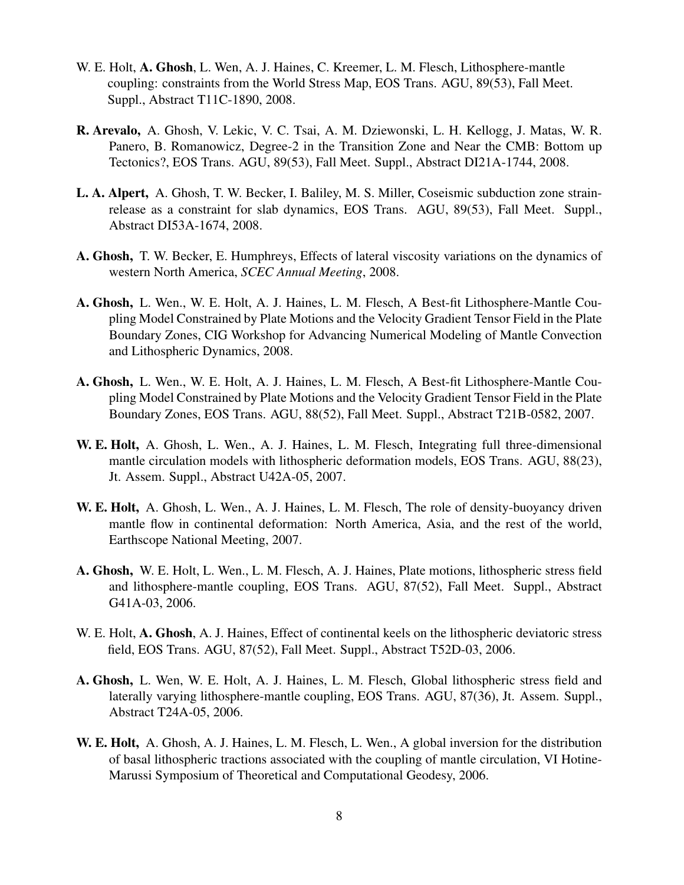W. E. Holt, **A. Ghosh**, L. Wen, A. J. Haines, C. Kreemer, L. M. Flesch, Lithosphere-mantle coupling: constraints from the World Stress Map, EOS Trans. AGU, 89(53), Fall Meet. Suppl., Abstract T11C-1890, 2008.

**R. Arevalo,** A. Ghosh, V. Lekic, V. C. Tsai, A. M. Dziewonski, L. H. Kellogg, J. Matas, W. R. Panero, B. Romanowicz, Degree-2 in the Transition Zone and Near the CMB: Bottom up Tectonics?, EOS Trans. AGU, 89(53), Fall Meet. Suppl., Abstract DI21A-1744, 2008.

**L. A. Alpert,** A. Ghosh, T. W. Becker, I. Baliley, M. S. Miller, Coseismic subduction zone strain-release as a constraint for slab dynamics, EOS Trans. AGU, 89(53), Fall Meet. Suppl., Abstract DI53A-1674, 2008.

**A. Ghosh,** T. W. Becker, E. Humphreys, Effects of lateral viscosity variations on the dynamics of western North America, *SCEC Annual Meeting*, 2008.

**A. Ghosh,** L. Wen., W. E. Holt, A. J. Haines, L. M. Flesch, A Best-fit Lithosphere-Mantle Coupling Model Constrained by Plate Motions and the Velocity Gradient Tensor Field in the Plate Boundary Zones, CIG Workshop for Advancing Numerical Modeling of Mantle Convection and Lithospheric Dynamics, 2008.

**A. Ghosh,** L. Wen., W. E. Holt, A. J. Haines, L. M. Flesch, A Best-fit Lithosphere-Mantle Coupling Model Constrained by Plate Motions and the Velocity Gradient Tensor Field in the Plate Boundary Zones, EOS Trans. AGU, 88(52), Fall Meet. Suppl., Abstract T21B-0582, 2007.

**W. E. Holt,** A. Ghosh, L. Wen., A. J. Haines, L. M. Flesch, Integrating full three-dimensional mantle circulation models with lithospheric deformation models, EOS Trans. AGU, 88(23), Jt. Assem. Suppl., Abstract U42A-05, 2007.

**W. E. Holt,** A. Ghosh, L. Wen., A. J. Haines, L. M. Flesch, The role of density-buoyancy driven mantle flow in continental deformation: North America, Asia, and the rest of the world, Earthscope National Meeting, 2007.

**A. Ghosh,** W. E. Holt, L. Wen., L. M. Flesch, A. J. Haines, Plate motions, lithospheric stress field and lithosphere-mantle coupling, EOS Trans. AGU, 87(52), Fall Meet. Suppl., Abstract G41A-03, 2006.

W. E. Holt, **A. Ghosh**, A. J. Haines, Effect of continental keels on the lithospheric deviatoric stress field, EOS Trans. AGU, 87(52), Fall Meet. Suppl., Abstract T52D-03, 2006.

**A. Ghosh,** L. Wen, W. E. Holt, A. J. Haines, L. M. Flesch, Global lithospheric stress field and laterally varying lithosphere-mantle coupling, EOS Trans. AGU, 87(36), Jt. Assem. Suppl., Abstract T24A-05, 2006.

**W. E. Holt,** A. Ghosh, A. J. Haines, L. M. Flesch, L. Wen., A global inversion for the distribution of basal lithospheric tractions associated with the coupling of mantle circulation, VI Hotine-Marussi Symposium of Theoretical and Computational Geodesy, 2006.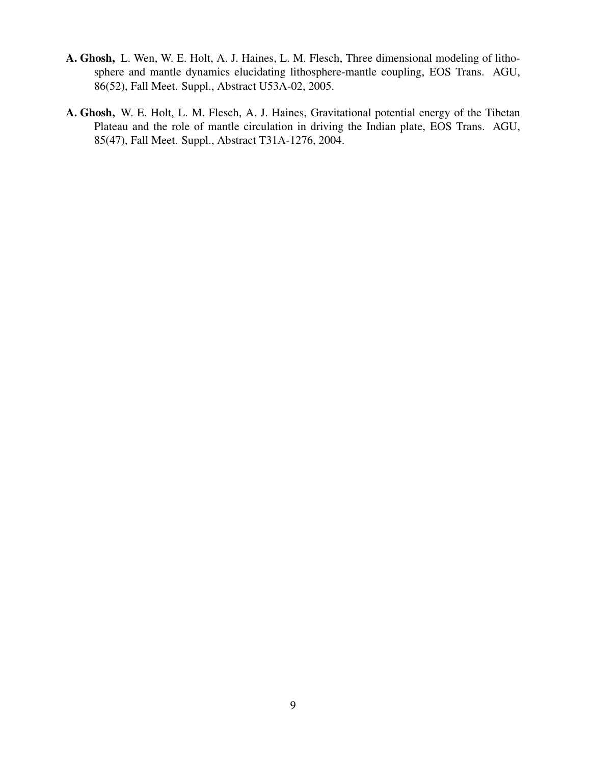**A. Ghosh,** L. Wen, W. E. Holt, A. J. Haines, L. M. Flesch, Three dimensional modeling of lithosphere and mantle dynamics elucidating lithosphere-mantle coupling, EOS Trans. AGU, 86(52), Fall Meet. Suppl., Abstract U53A-02, 2005.

**A. Ghosh,** W. E. Holt, L. M. Flesch, A. J. Haines, Gravitational potential energy of the Tibetan Plateau and the role of mantle circulation in driving the Indian plate, EOS Trans. AGU, 85(47), Fall Meet. Suppl., Abstract T31A-1276, 2004.